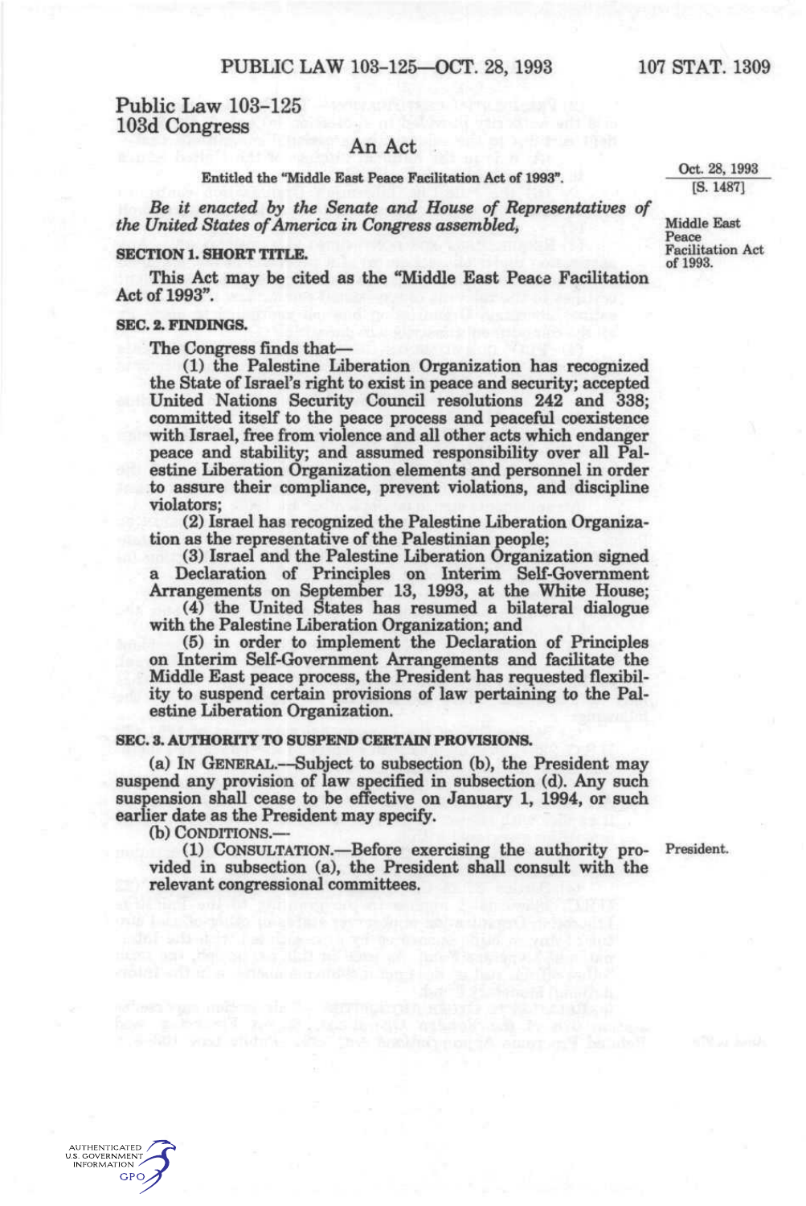# Public Law 103-125
## 103d Congress

## An Act

Entitled the "Middle East Peace Facilitation Act of 1993".

Oct. 28, 1993
[S. 1487]

*Be it enacted by the Senate and House of Representatives of the United States of America in Congress assembled,*

Middle East Peace Facilitation Act of 1993.

**SECTION 1. SHORT TITLE.**

This Act may be cited as the "Middle East Peace Facilitation Act of 1993".

**SEC. 2. FINDINGS.**

The Congress finds that—

(1) the Palestine Liberation Organization has recognized the State of Israel's right to exist in peace and security; accepted United Nations Security Council resolutions 242 and 338; committed itself to the peace process and peaceful coexistence with Israel, free from violence and all other acts which endanger peace and stability; and assumed responsibility over all Palestine Liberation Organization elements and personnel in order to assure their compliance, prevent violations, and discipline violators;

(2) Israel has recognized the Palestine Liberation Organization as the representative of the Palestinian people;

(3) Israel and the Palestine Liberation Organization signed a Declaration of Principles on Interim Self-Government Arrangements on September 13, 1993, at the White House;

(4) the United States has resumed a bilateral dialogue with the Palestine Liberation Organization; and

(5) in order to implement the Declaration of Principles on Interim Self-Government Arrangements and facilitate the Middle East peace process, the President has requested flexibility to suspend certain provisions of law pertaining to the Palestine Liberation Organization.

**SEC. 3. AUTHORITY TO SUSPEND CERTAIN PROVISIONS.**

(a) IN GENERAL.—Subject to subsection (b), the President may suspend any provision of law specified in subsection (d). Any such suspension shall cease to be effective on January 1, 1994, or such earlier date as the President may specify.

(b) CONDITIONS.—

President.

(1) CONSULTATION.—Before exercising the authority provided in subsection (a), the President shall consult with the relevant congressional committees.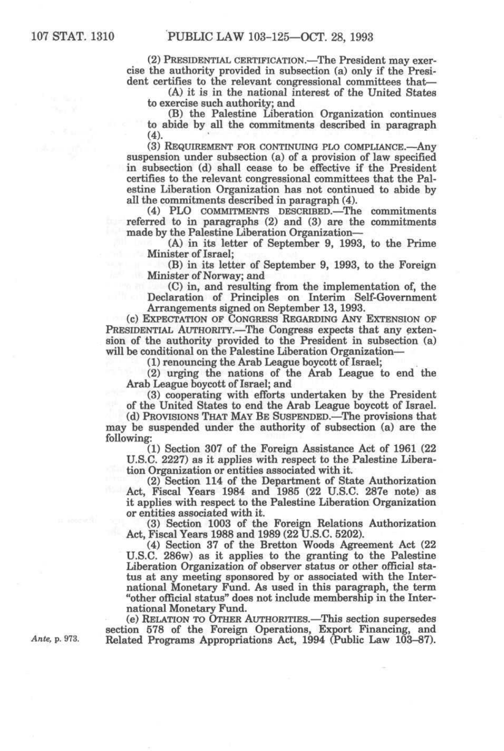(2) PRESIDENTIAL CERTIFICATION.—The President may exercise the authority provided in subsection (a) only if the President certifies to the relevant congressional committees that—

(A) it is in the national interest of the United States to exercise such authority; and

(B) the Palestine Liberation Organization continues to abide by all the commitments described in paragraph (4).

(3) REQUIREMENT FOR CONTINUING PLO COMPLIANCE.—Any suspension under subsection (a) of a provision of law specified in subsection (d) shall cease to be effective if the President certifies to the relevant congressional committees that the Palestine Liberation Organization has not continued to abide by all the commitments described in paragraph (4).

(4) PLO COMMITMENTS DESCRIBED.—The commitments referred to in paragraphs (2) and (3) are the commitments made by the Palestine Liberation Organization—

(A) in its letter of September 9, 1993, to the Prime Minister of Israel;

(B) in its letter of September 9, 1993, to the Foreign Minister of Norway; and

(C) in, and resulting from the implementation of, the Declaration of Principles on Interim Self-Government Arrangements signed on September 13, 1993.

(c) EXPECTATION OF CONGRESS REGARDING ANY EXTENSION OF PRESIDENTIAL AUTHORITY.—The Congress expects that any extension of the authority provided to the President in subsection (a) will be conditional on the Palestine Liberation Organization—

(1) renouncing the Arab League boycott of Israel;

(2) urging the nations of the Arab League to end the Arab League boycott of Israel; and

(3) cooperating with efforts undertaken by the President of the United States to end the Arab League boycott of Israel.

(d) PROVISIONS THAT MAY BE SUSPENDED.—The provisions that may be suspended under the authority of subsection (a) are the following:

(1) Section 307 of the Foreign Assistance Act of 1961 (22 U.S.C. 2227) as it applies with respect to the Palestine Liberation Organization or entities associated with it.

(2) Section 114 of the Department of State Authorization Act, Fiscal Years 1984 and 1985 (22 U.S.C. 287e note) as it applies with respect to the Palestine Liberation Organization or entities associated with it.

(3) Section 1003 of the Foreign Relations Authorization Act, Fiscal Years 1988 and 1989 (22 U.S.C. 5202).

(4) Section 37 of the Bretton Woods Agreement Act (22 U.S.C. 286w) as it applies to the granting to the Palestine Liberation Organization of observer status or other official status at any meeting sponsored by or associated with the International Monetary Fund. As used in this paragraph, the term "other official status" does not include membership in the International Monetary Fund.

(e) RELATION TO OTHER AUTHORITIES.—This section supersedes section 578 of the Foreign Operations, Export Financing, and Related Programs Appropriations Act, 1994 (Public Law 103–87).

*Ante*, p. 973.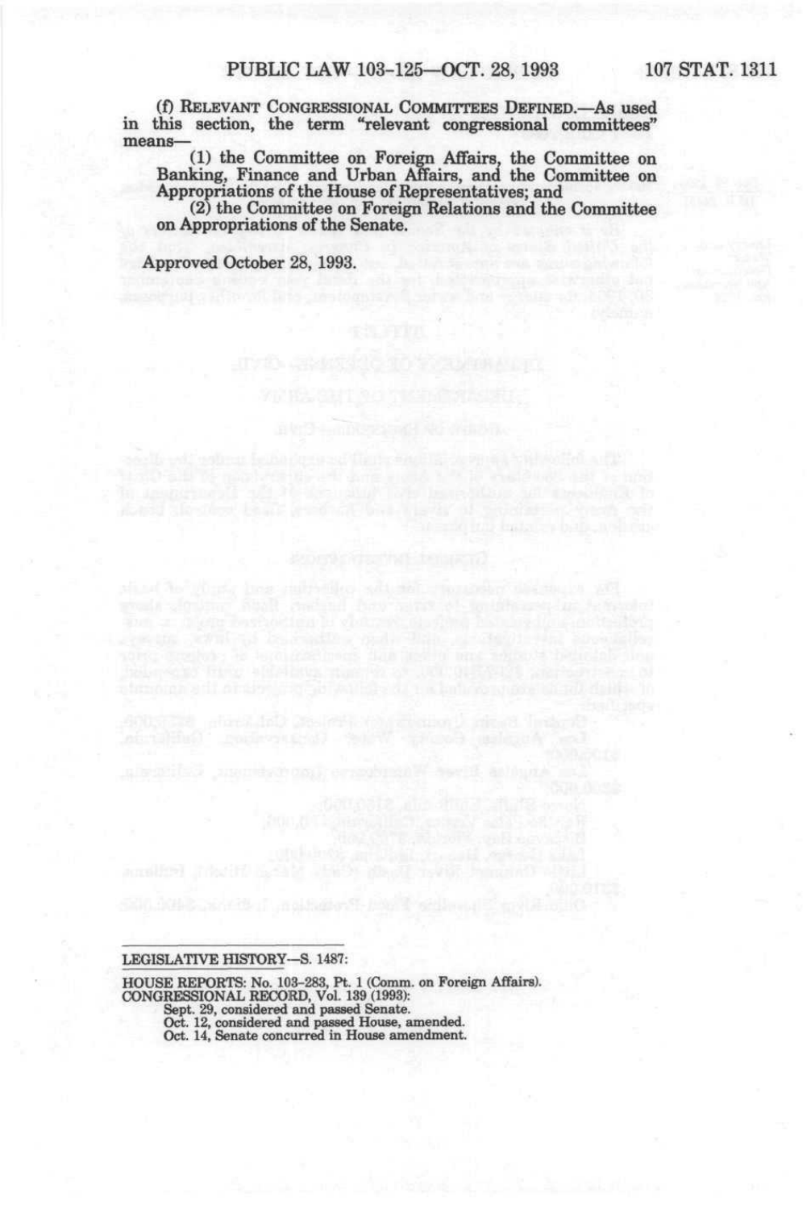(f) Relevant Congressional Committees Defined.—As used in this section, the term "relevant congressional committees" means—

(1) the Committee on Foreign Affairs, the Committee on Banking, Finance and Urban Affairs, and the Committee on Appropriations of the House of Representatives; and

(2) the Committee on Foreign Relations and the Committee on Appropriations of the Senate.

Approved October 28, 1993.

---

LEGISLATIVE HISTORY—S. 1487:

HOUSE REPORTS: No. 103-283, Pt. 1 (Comm. on Foreign Affairs).
CONGRESSIONAL RECORD, Vol. 139 (1993):
- Sept. 29, considered and passed Senate.
- Oct. 12, considered and passed House, amended.
- Oct. 14, Senate concurred in House amendment.